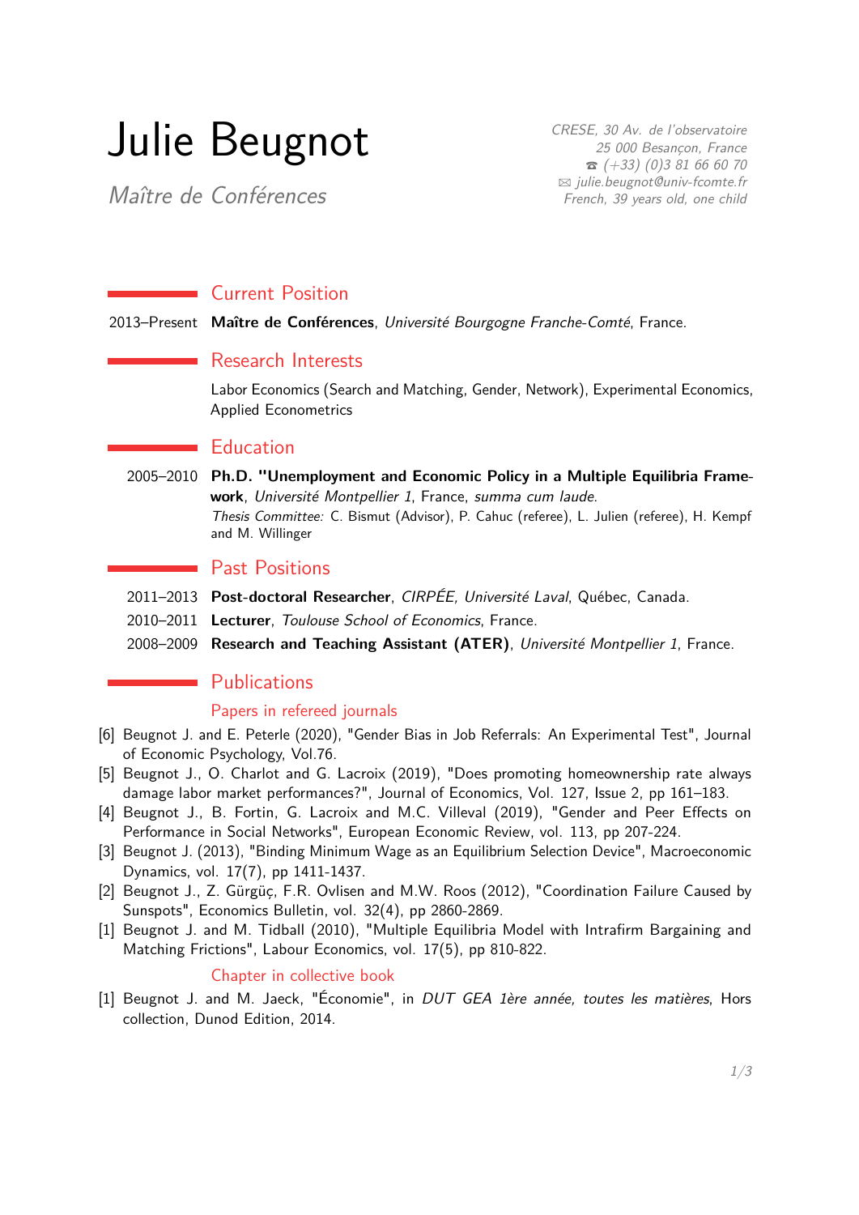# Julie Beugnot

*Maître de Conférences*

*CRESE, 30 Av. de l'observatoire*
*25 000 Besançon, France*
*☎ (+33) (0)3 81 66 60 70*
*✉ julie.beugnot@univ-fcomte.fr*
*French, 39 years old, one child*

## Current Position

2013–Present **Maître de Conférences**, *Université Bourgogne Franche-Comté*, France.

## Research Interests

Labor Economics (Search and Matching, Gender, Network), Experimental Economics, Applied Econometrics

## Education

2005–2010 **Ph.D. "Unemployment and Economic Policy in a Multiple Equilibria Framework**, *Université Montpellier 1*, France, *summa cum laude*.
*Thesis Committee:* C. Bismut (Advisor), P. Cahuc (referee), L. Julien (referee), H. Kempf and M. Willinger

## Past Positions

2011–2013 **Post-doctoral Researcher**, *CIRPÉE, Université Laval*, Québec, Canada.

2010–2011 **Lecturer**, *Toulouse School of Economics*, France.

2008–2009 **Research and Teaching Assistant (ATER)**, *Université Montpellier 1*, France.

## Publications

### Papers in refereed journals

[6] Beugnot J. and E. Peterle (2020), "Gender Bias in Job Referrals: An Experimental Test", Journal of Economic Psychology, Vol.76.

[5] Beugnot J., O. Charlot and G. Lacroix (2019), "Does promoting homeownership rate always damage labor market performances?", Journal of Economics, Vol. 127, Issue 2, pp 161–183.

[4] Beugnot J., B. Fortin, G. Lacroix and M.C. Villeval (2019), "Gender and Peer Effects on Performance in Social Networks", European Economic Review, vol. 113, pp 207-224.

[3] Beugnot J. (2013), "Binding Minimum Wage as an Equilibrium Selection Device", Macroeconomic Dynamics, vol. 17(7), pp 1411-1437.

[2] Beugnot J., Z. Gürgüç, F.R. Ovlisen and M.W. Roos (2012), "Coordination Failure Caused by Sunspots", Economics Bulletin, vol. 32(4), pp 2860-2869.

[1] Beugnot J. and M. Tidball (2010), "Multiple Equilibria Model with Intrafirm Bargaining and Matching Frictions", Labour Economics, vol. 17(5), pp 810-822.

### Chapter in collective book

[1] Beugnot J. and M. Jaeck, "Économie", in *DUT GEA 1ère année, toutes les matières*, Hors collection, Dunod Edition, 2014.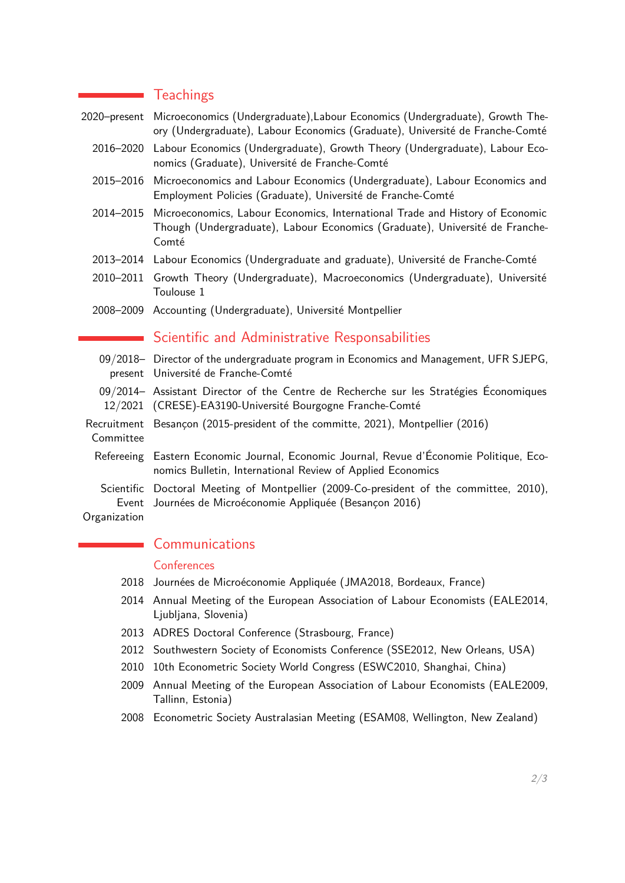## Teachings

**2020–present** Microeconomics (Undergraduate),Labour Economics (Undergraduate), Growth Theory (Undergraduate), Labour Economics (Graduate), Université de Franche-Comté

**2016–2020** Labour Economics (Undergraduate), Growth Theory (Undergraduate), Labour Economics (Graduate), Université de Franche-Comté

**2015–2016** Microeconomics and Labour Economics (Undergraduate), Labour Economics and Employment Policies (Graduate), Université de Franche-Comté

**2014–2015** Microeconomics, Labour Economics, International Trade and History of Economic Though (Undergraduate), Labour Economics (Graduate), Université de Franche-Comté

**2013–2014** Labour Economics (Undergraduate and graduate), Université de Franche-Comté

**2010–2011** Growth Theory (Undergraduate), Macroeconomics (Undergraduate), Université Toulouse 1

**2008–2009** Accounting (Undergraduate), Université Montpellier

## Scientific and Administrative Responsabilities

**09/2018–present** Director of the undergraduate program in Economics and Management, UFR SJEPG, Université de Franche-Comté

**09/2014–12/2021** Assistant Director of the Centre de Recherche sur les Stratégies Économiques (CRESE)-EA3190-Université Bourgogne Franche-Comté

**Recruitment Committee** Besançon (2015-president of the committe, 2021), Montpellier (2016)

**Refereeing** Eastern Economic Journal, Economic Journal, Revue d'Économie Politique, Economics Bulletin, International Review of Applied Economics

**Scientific Event Organization** Doctoral Meeting of Montpellier (2009-Co-president of the committee, 2010), Journées de Microéconomie Appliquée (Besançon 2016)

## Communications

### Conferences

**2018** Journées de Microéconomie Appliquée (JMA2018, Bordeaux, France)

**2014** Annual Meeting of the European Association of Labour Economists (EALE2014, Ljubljana, Slovenia)

**2013** ADRES Doctoral Conference (Strasbourg, France)

**2012** Southwestern Society of Economists Conference (SSE2012, New Orleans, USA)

**2010** 10th Econometric Society World Congress (ESWC2010, Shanghai, China)

**2009** Annual Meeting of the European Association of Labour Economists (EALE2009, Tallinn, Estonia)

**2008** Econometric Society Australasian Meeting (ESAM08, Wellington, New Zealand)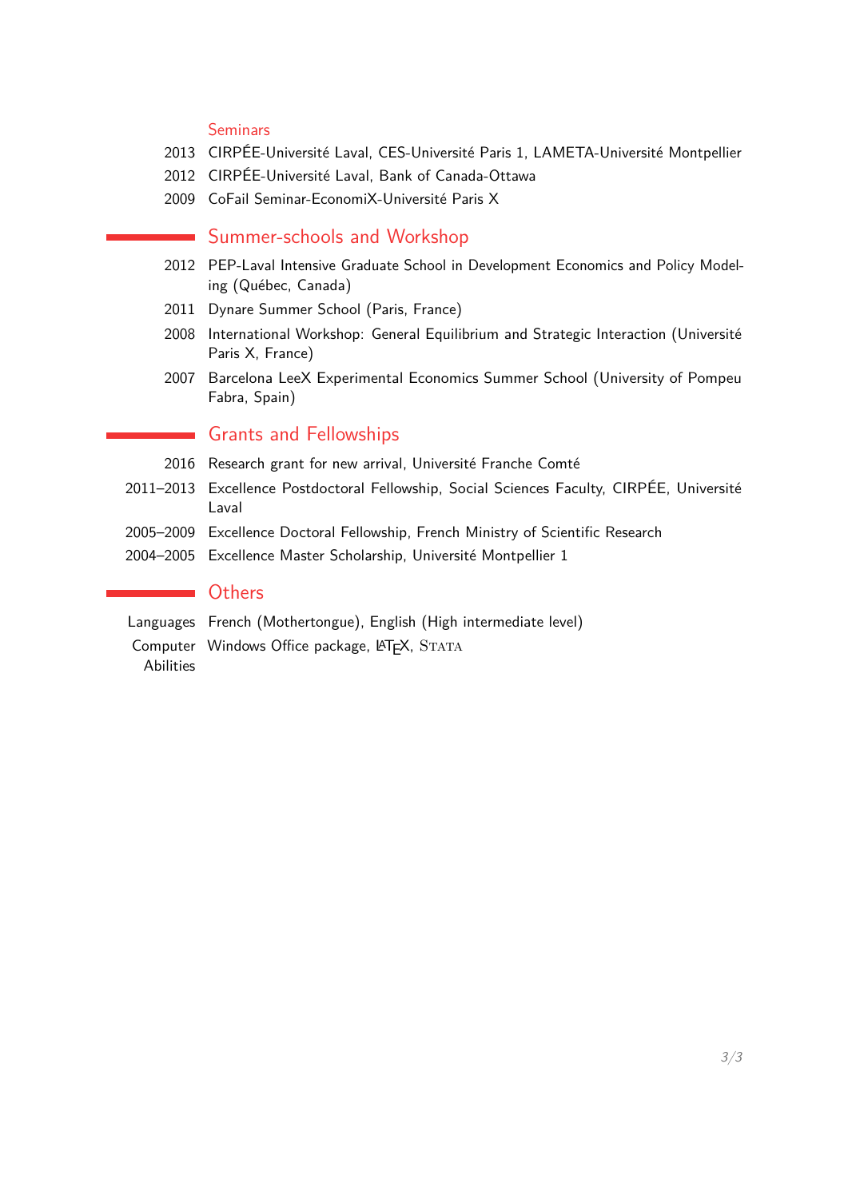### Seminars

2013 CIRPÉE-Université Laval, CES-Université Paris 1, LAMETA-Université Montpellier

2012 CIRPÉE-Université Laval, Bank of Canada-Ottawa

2009 CoFail Seminar-EconomiX-Université Paris X

## Summer-schools and Workshop

2012 PEP-Laval Intensive Graduate School in Development Economics and Policy Modeling (Québec, Canada)

2011 Dynare Summer School (Paris, France)

2008 International Workshop: General Equilibrium and Strategic Interaction (Université Paris X, France)

2007 Barcelona LeeX Experimental Economics Summer School (University of Pompeu Fabra, Spain)

## Grants and Fellowships

2016 Research grant for new arrival, Université Franche Comté

2011–2013 Excellence Postdoctoral Fellowship, Social Sciences Faculty, CIRPÉE, Université Laval

2005–2009 Excellence Doctoral Fellowship, French Ministry of Scientific Research

2004–2005 Excellence Master Scholarship, Université Montpellier 1

## Others

Languages French (Mothertongue), English (High intermediate level)

Computer Abilities Windows Office package, LaTeX, Stata